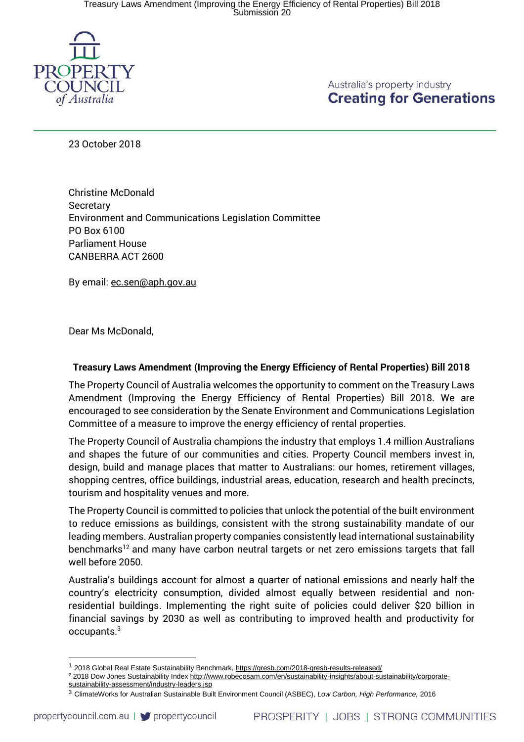23 October 2018

Christine McDonald
Secretary
Environment and Communications Legislation Committee
PO Box 6100
Parliament House
CANBERRA ACT 2600

By email: ec.sen@aph.gov.au

Dear Ms McDonald,

**Treasury Laws Amendment (Improving the Energy Efficiency of Rental Properties) Bill 2018**

The Property Council of Australia welcomes the opportunity to comment on the Treasury Laws Amendment (Improving the Energy Efficiency of Rental Properties) Bill 2018. We are encouraged to see consideration by the Senate Environment and Communications Legislation Committee of a measure to improve the energy efficiency of rental properties.

The Property Council of Australia champions the industry that employs 1.4 million Australians and shapes the future of our communities and cities. Property Council members invest in, design, build and manage places that matter to Australians: our homes, retirement villages, shopping centres, office buildings, industrial areas, education, research and health precincts, tourism and hospitality venues and more.

The Property Council is committed to policies that unlock the potential of the built environment to reduce emissions as buildings, consistent with the strong sustainability mandate of our leading members. Australian property companies consistently lead international sustainability benchmarks[1][2] and many have carbon neutral targets or net zero emissions targets that fall well before 2050.

Australia's buildings account for almost a quarter of national emissions and nearly half the country's electricity consumption, divided almost equally between residential and non-residential buildings. Implementing the right suite of policies could deliver $20 billion in financial savings by 2030 as well as contributing to improved health and productivity for occupants.[3]

[1] 2018 Global Real Estate Sustainability Benchmark, https://gresb.com/2018-gresb-results-released/

[2] 2018 Dow Jones Sustainability Index http://www.robecosam.com/en/sustainability-insights/about-sustainability/corporate-sustainability-assessment/industry-leaders.jsp

[3] ClimateWorks for Australian Sustainable Built Environment Council (ASBEC), *Low Carbon, High Performance,* 2016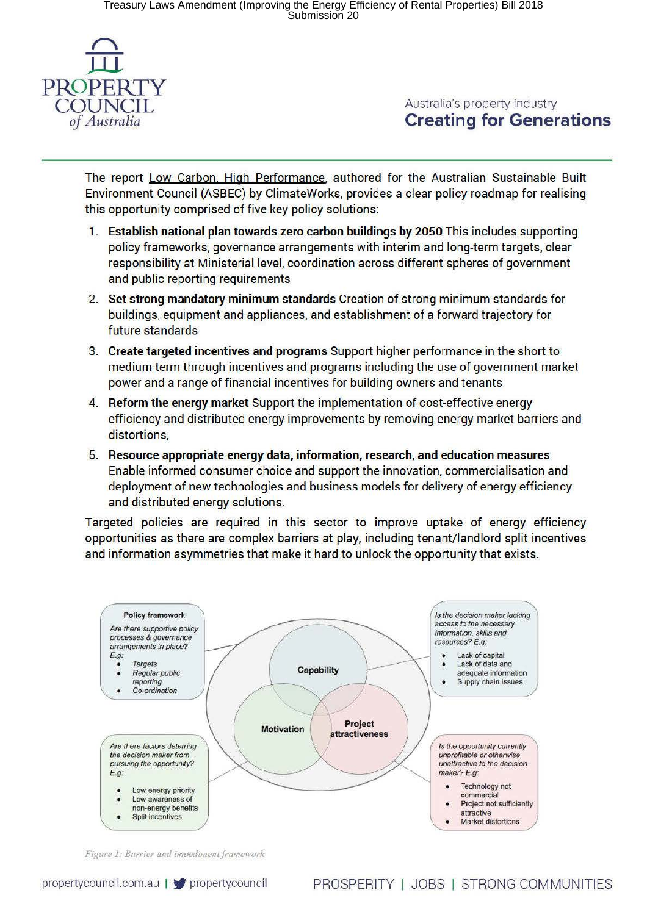The report Low Carbon, High Performance, authored for the Australian Sustainable Built Environment Council (ASBEC) by ClimateWorks, provides a clear policy roadmap for realising this opportunity comprised of five key policy solutions:

1. **Establish national plan towards zero carbon buildings by 2050** This includes supporting policy frameworks, governance arrangements with interim and long-term targets, clear responsibility at Ministerial level, coordination across different spheres of government and public reporting requirements
2. **Set strong mandatory minimum standards** Creation of strong minimum standards for buildings, equipment and appliances, and establishment of a forward trajectory for future standards
3. **Create targeted incentives and programs** Support higher performance in the short to medium term through incentives and programs including the use of government market power and a range of financial incentives for building owners and tenants
4. **Reform the energy market** Support the implementation of cost-effective energy efficiency and distributed energy improvements by removing energy market barriers and distortions,
5. **Resource appropriate energy data, information, research, and education measures** Enable informed consumer choice and support the innovation, commercialisation and deployment of new technologies and business models for delivery of energy efficiency and distributed energy solutions.

Targeted policies are required in this sector to improve uptake of energy efficiency opportunities as there are complex barriers at play, including tenant/landlord split incentives and information asymmetries that make it hard to unlock the opportunity that exists.

Policy framework

*Are there supportive policy processes & governance arrangements in place? E.g:*
- *Targets*
- *Regular public reporting*
- *Co-ordination*

Capability

*Is the decision maker lacking access to the necessary information, skills and resources? E.g:*
- Lack of capital
- Lack of data and adequate information
- Supply chain issues

Motivation

*Are there factors deterring the decision maker from pursuing the opportunity? E.g:*
- Low energy priority
- Low awareness of non-energy benefits
- Split incentives

Project attractiveness

*Is the opportunity currently unprofitable or otherwise unattractive to the decision maker? E.g:*
- Technology not commercial
- Project not sufficiently attractive
- Market distortions

*Figure 1: Barrier and impediment framework*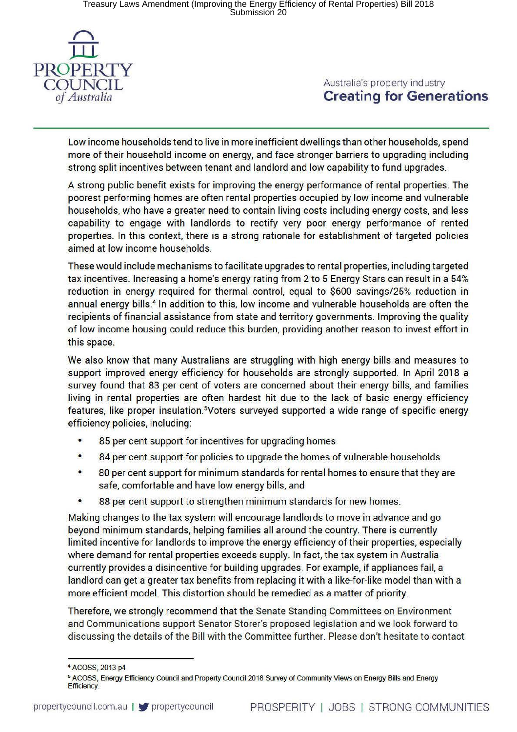Low income households tend to live in more inefficient dwellings than other households, spend more of their household income on energy, and face stronger barriers to upgrading including strong split incentives between tenant and landlord and low capability to fund upgrades.

A strong public benefit exists for improving the energy performance of rental properties. The poorest performing homes are often rental properties occupied by low income and vulnerable households, who have a greater need to contain living costs including energy costs, and less capability to engage with landlords to rectify very poor energy performance of rented properties. In this context, there is a strong rationale for establishment of targeted policies aimed at low income households.

These would include mechanisms to facilitate upgrades to rental properties, including targeted tax incentives. Increasing a home's energy rating from 2 to 5 Energy Stars can result in a 54% reduction in energy required for thermal control, equal to $600 savings/25% reduction in annual energy bills.[4] In addition to this, low income and vulnerable households are often the recipients of financial assistance from state and territory governments. Improving the quality of low income housing could reduce this burden, providing another reason to invest effort in this space.

We also know that many Australians are struggling with high energy bills and measures to support improved energy efficiency for households are strongly supported. In April 2018 a survey found that 83 per cent of voters are concerned about their energy bills, and families living in rental properties are often hardest hit due to the lack of basic energy efficiency features, like proper insulation.[5] Voters surveyed supported a wide range of specific energy efficiency policies, including:

- 85 per cent support for incentives for upgrading homes
- 84 per cent support for policies to upgrade the homes of vulnerable households
- 80 per cent support for minimum standards for rental homes to ensure that they are safe, comfortable and have low energy bills, and
- 88 per cent support to strengthen minimum standards for new homes.

Making changes to the tax system will encourage landlords to move in advance and go beyond minimum standards, helping families all around the country. There is currently limited incentive for landlords to improve the energy efficiency of their properties, especially where demand for rental properties exceeds supply. In fact, the tax system in Australia currently provides a disincentive for building upgrades. For example, if appliances fail, a landlord can get a greater tax benefits from replacing it with a like-for-like model than with a more efficient model. This distortion should be remedied as a matter of priority.

Therefore, we strongly recommend that the Senate Standing Committees on Environment and Communications support Senator Storer's proposed legislation and we look forward to discussing the details of the Bill with the Committee further. Please don't hesitate to contact

---

[4] ACOSS, 2013 p4

[5] ACOSS, Energy Efficiency Council and Property Council 2018 Survey of Community Views on Energy Bills and Energy Efficiency.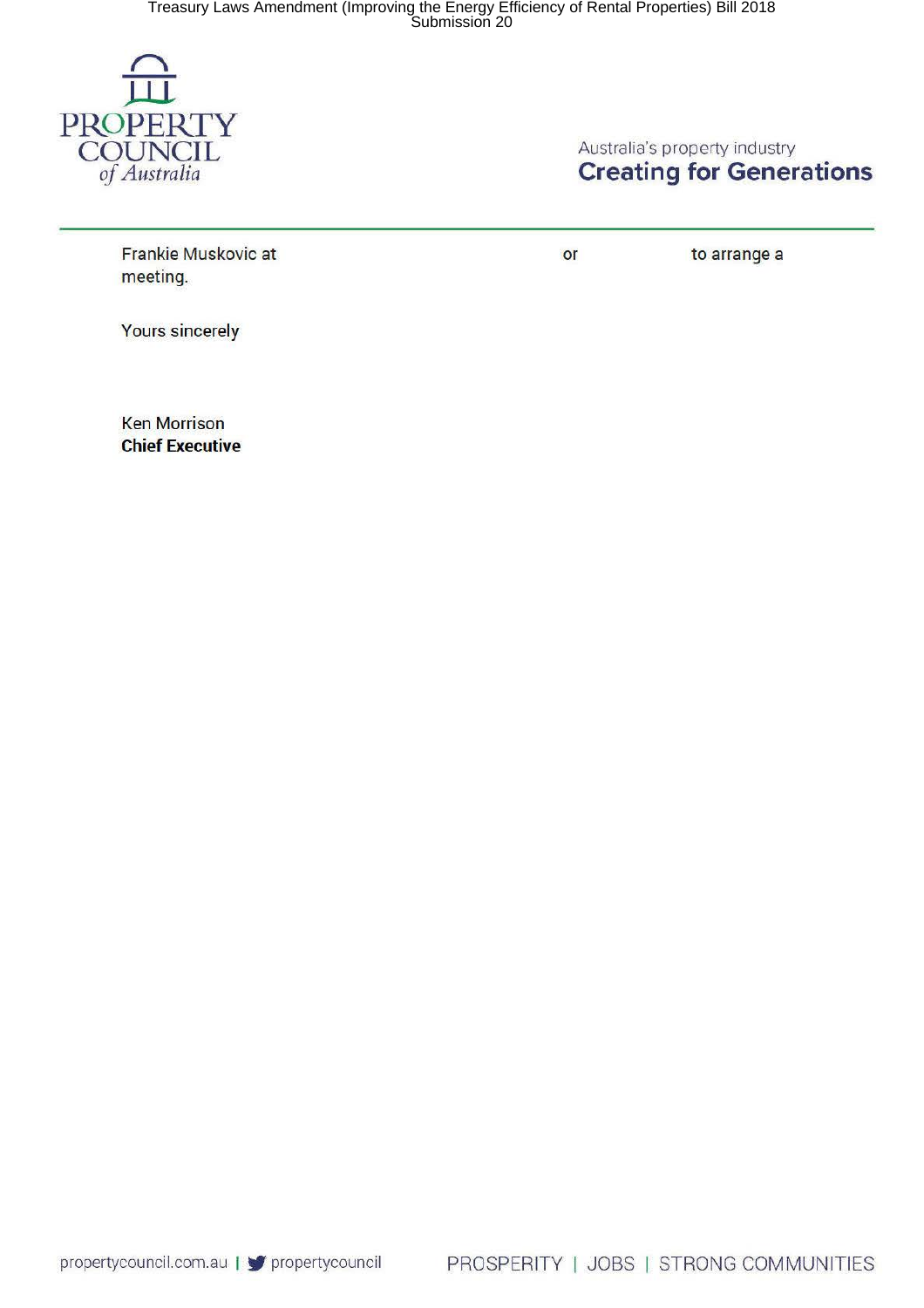Frankie Muskovic at or to arrange a meeting.

Yours sincerely

Ken Morrison
**Chief Executive**